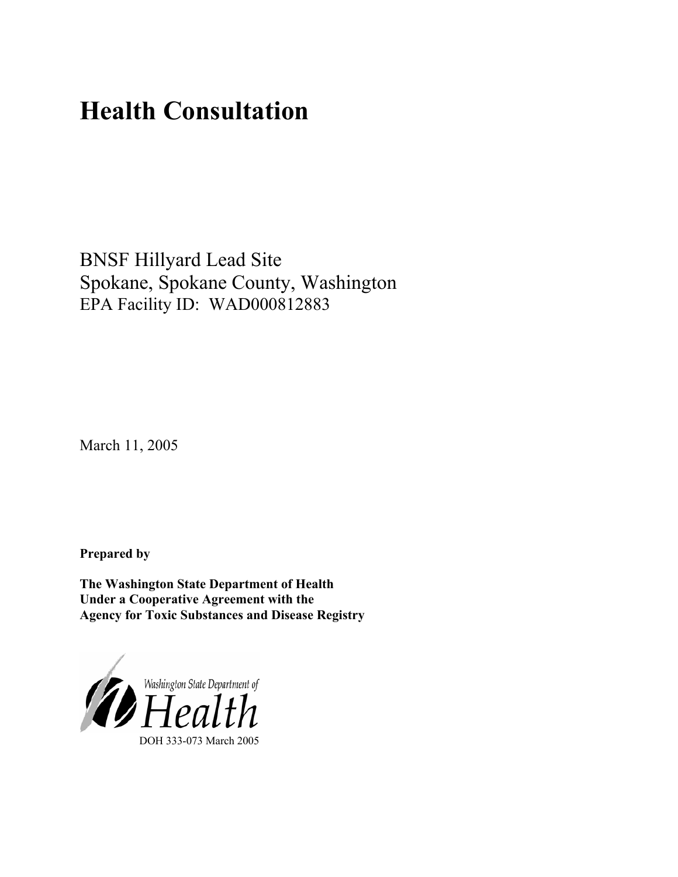# Health Consultation

BNSF Hillyard Lead Site
Spokane, Spokane County, Washington
EPA Facility ID: WAD000812883

March 11, 2005

**Prepared by**

**The Washington State Department of Health**
**Under a Cooperative Agreement with the**
**Agency for Toxic Substances and Disease Registry**

Washington State Department of Health

DOH 333-073 March 2005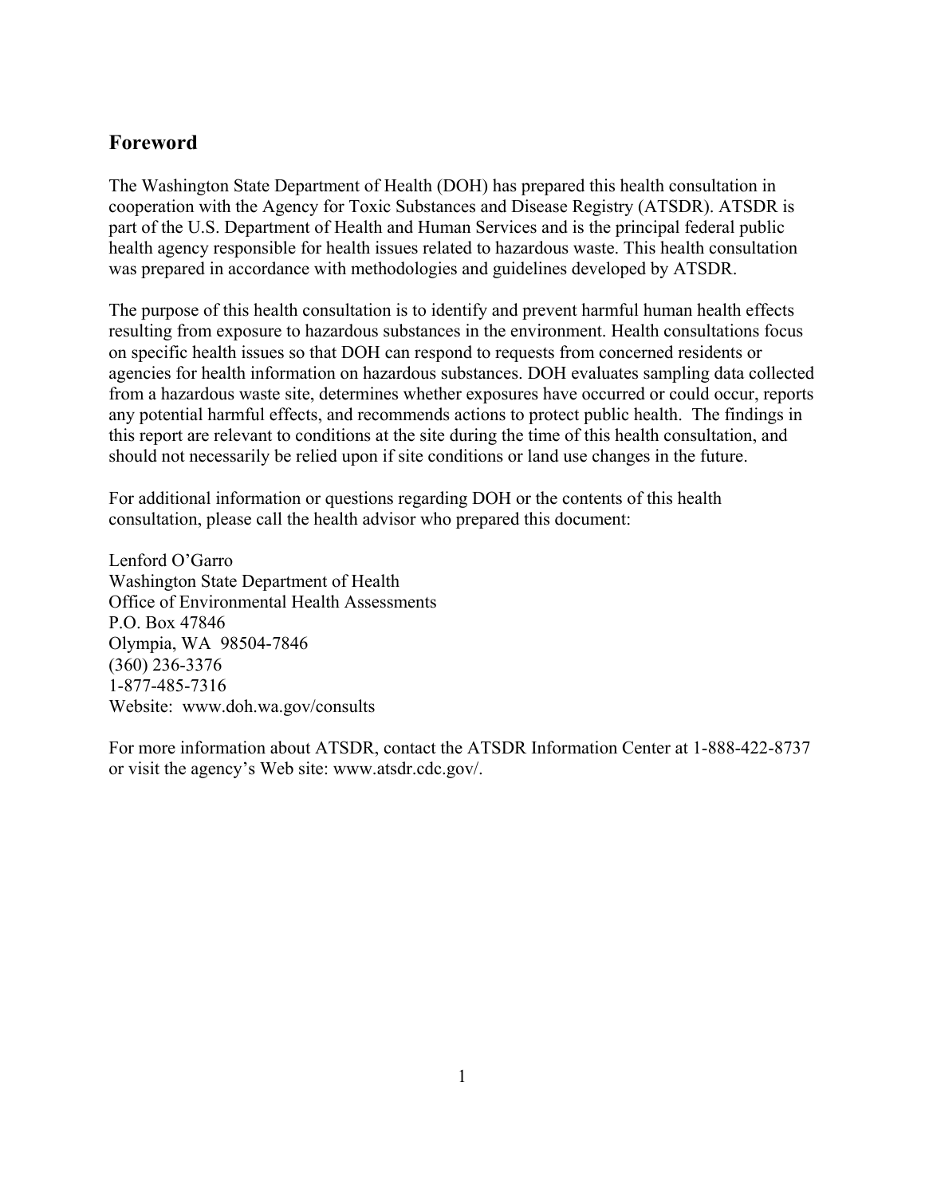## Foreword

The Washington State Department of Health (DOH) has prepared this health consultation in cooperation with the Agency for Toxic Substances and Disease Registry (ATSDR). ATSDR is part of the U.S. Department of Health and Human Services and is the principal federal public health agency responsible for health issues related to hazardous waste. This health consultation was prepared in accordance with methodologies and guidelines developed by ATSDR.

The purpose of this health consultation is to identify and prevent harmful human health effects resulting from exposure to hazardous substances in the environment. Health consultations focus on specific health issues so that DOH can respond to requests from concerned residents or agencies for health information on hazardous substances. DOH evaluates sampling data collected from a hazardous waste site, determines whether exposures have occurred or could occur, reports any potential harmful effects, and recommends actions to protect public health. The findings in this report are relevant to conditions at the site during the time of this health consultation, and should not necessarily be relied upon if site conditions or land use changes in the future.

For additional information or questions regarding DOH or the contents of this health consultation, please call the health advisor who prepared this document:

Lenford O'Garro  
Washington State Department of Health  
Office of Environmental Health Assessments  
P.O. Box 47846  
Olympia, WA 98504-7846  
(360) 236-3376  
1-877-485-7316  
Website: www.doh.wa.gov/consults

For more information about ATSDR, contact the ATSDR Information Center at 1-888-422-8737 or visit the agency's Web site: www.atsdr.cdc.gov/.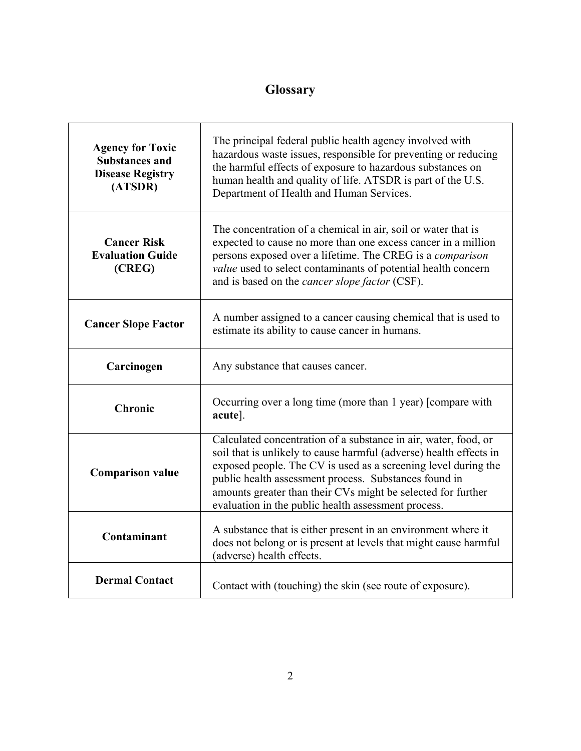# Glossary

| | |
|---|---|
| **Agency for Toxic Substances and Disease Registry (ATSDR)** | The principal federal public health agency involved with hazardous waste issues, responsible for preventing or reducing the harmful effects of exposure to hazardous substances on human health and quality of life. ATSDR is part of the U.S. Department of Health and Human Services. |
| **Cancer Risk Evaluation Guide (CREG)** | The concentration of a chemical in air, soil or water that is expected to cause no more than one excess cancer in a million persons exposed over a lifetime. The CREG is a *comparison value* used to select contaminants of potential health concern and is based on the *cancer slope factor* (CSF). |
| **Cancer Slope Factor** | A number assigned to a cancer causing chemical that is used to estimate its ability to cause cancer in humans. |
| **Carcinogen** | Any substance that causes cancer. |
| **Chronic** | Occurring over a long time (more than 1 year) [compare with **acute**]. |
| **Comparison value** | Calculated concentration of a substance in air, water, food, or soil that is unlikely to cause harmful (adverse) health effects in exposed people. The CV is used as a screening level during the public health assessment process. Substances found in amounts greater than their CVs might be selected for further evaluation in the public health assessment process. |
| **Contaminant** | A substance that is either present in an environment where it does not belong or is present at levels that might cause harmful (adverse) health effects. |
| **Dermal Contact** | Contact with (touching) the skin (see route of exposure). |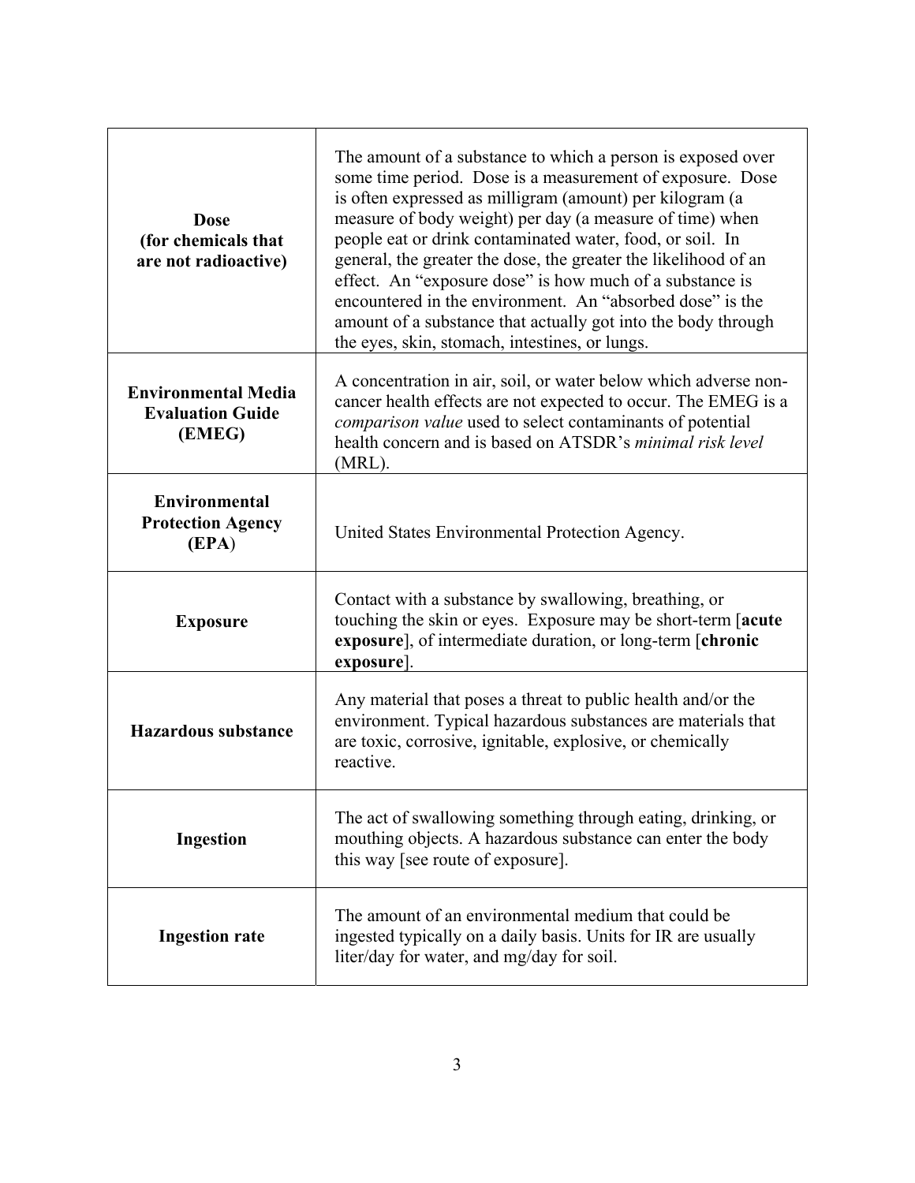| | |
|---|---|
| **Dose (for chemicals that are not radioactive)** | The amount of a substance to which a person is exposed over some time period. Dose is a measurement of exposure. Dose is often expressed as milligram (amount) per kilogram (a measure of body weight) per day (a measure of time) when people eat or drink contaminated water, food, or soil. In general, the greater the dose, the greater the likelihood of an effect. An "exposure dose" is how much of a substance is encountered in the environment. An "absorbed dose" is the amount of a substance that actually got into the body through the eyes, skin, stomach, intestines, or lungs. |
| **Environmental Media Evaluation Guide (EMEG)** | A concentration in air, soil, or water below which adverse non-cancer health effects are not expected to occur. The EMEG is a *comparison value* used to select contaminants of potential health concern and is based on ATSDR's *minimal risk level* (MRL). |
| **Environmental Protection Agency (EPA)** | United States Environmental Protection Agency. |
| **Exposure** | Contact with a substance by swallowing, breathing, or touching the skin or eyes. Exposure may be short-term [**acute exposure**], of intermediate duration, or long-term [**chronic exposure**]. |
| **Hazardous substance** | Any material that poses a threat to public health and/or the environment. Typical hazardous substances are materials that are toxic, corrosive, ignitable, explosive, or chemically reactive. |
| **Ingestion** | The act of swallowing something through eating, drinking, or mouthing objects. A hazardous substance can enter the body this way [see route of exposure]. |
| **Ingestion rate** | The amount of an environmental medium that could be ingested typically on a daily basis. Units for IR are usually liter/day for water, and mg/day for soil. |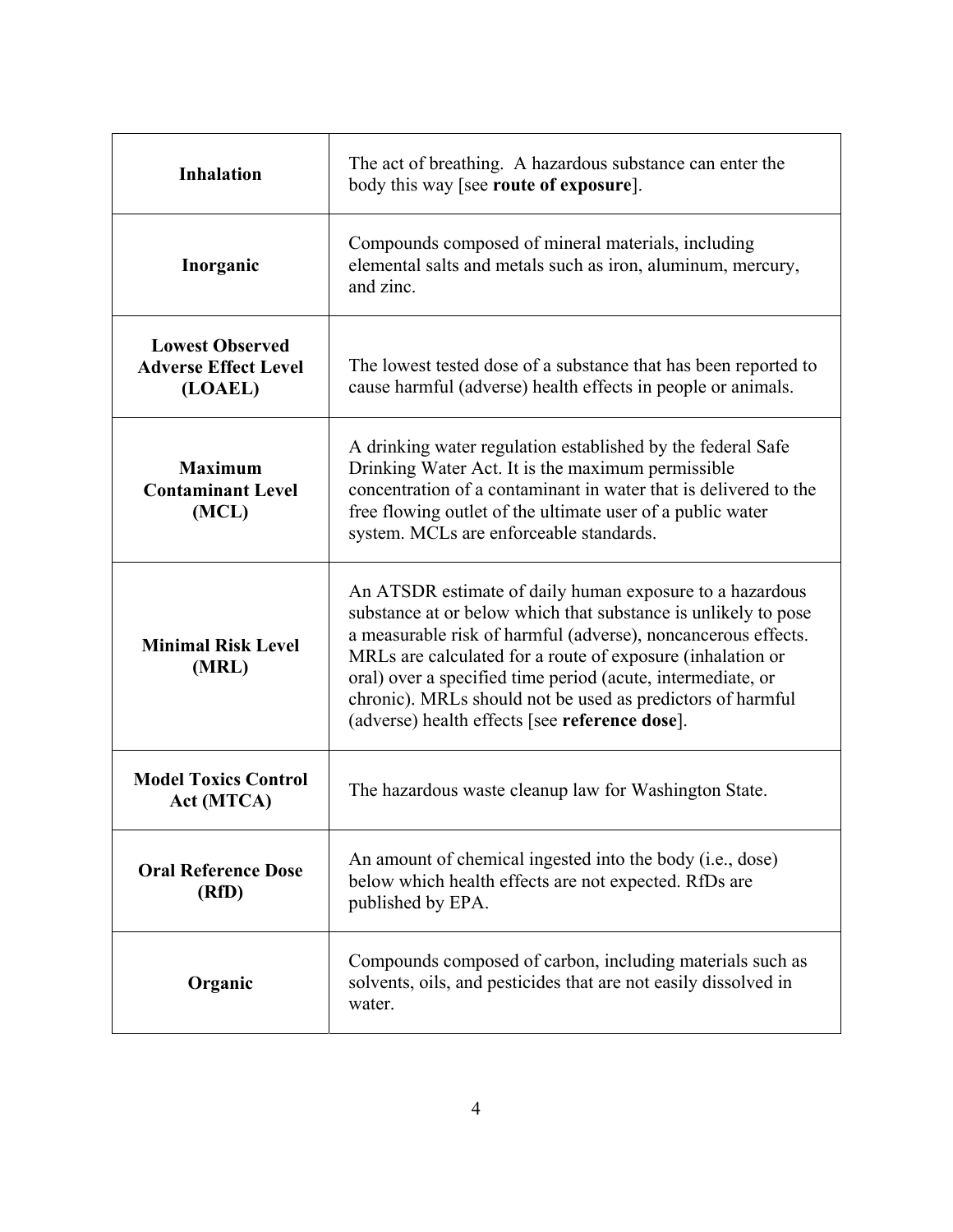| | |
|---|---|
| **Inhalation** | The act of breathing. A hazardous substance can enter the body this way [see **route of exposure**]. |
| **Inorganic** | Compounds composed of mineral materials, including elemental salts and metals such as iron, aluminum, mercury, and zinc. |
| **Lowest Observed Adverse Effect Level (LOAEL)** | The lowest tested dose of a substance that has been reported to cause harmful (adverse) health effects in people or animals. |
| **Maximum Contaminant Level (MCL)** | A drinking water regulation established by the federal Safe Drinking Water Act. It is the maximum permissible concentration of a contaminant in water that is delivered to the free flowing outlet of the ultimate user of a public water system. MCLs are enforceable standards. |
| **Minimal Risk Level (MRL)** | An ATSDR estimate of daily human exposure to a hazardous substance at or below which that substance is unlikely to pose a measurable risk of harmful (adverse), noncancerous effects. MRLs are calculated for a route of exposure (inhalation or oral) over a specified time period (acute, intermediate, or chronic). MRLs should not be used as predictors of harmful (adverse) health effects [see **reference dose**]. |
| **Model Toxics Control Act (MTCA)** | The hazardous waste cleanup law for Washington State. |
| **Oral Reference Dose (RfD)** | An amount of chemical ingested into the body (i.e., dose) below which health effects are not expected. RfDs are published by EPA. |
| **Organic** | Compounds composed of carbon, including materials such as solvents, oils, and pesticides that are not easily dissolved in water. |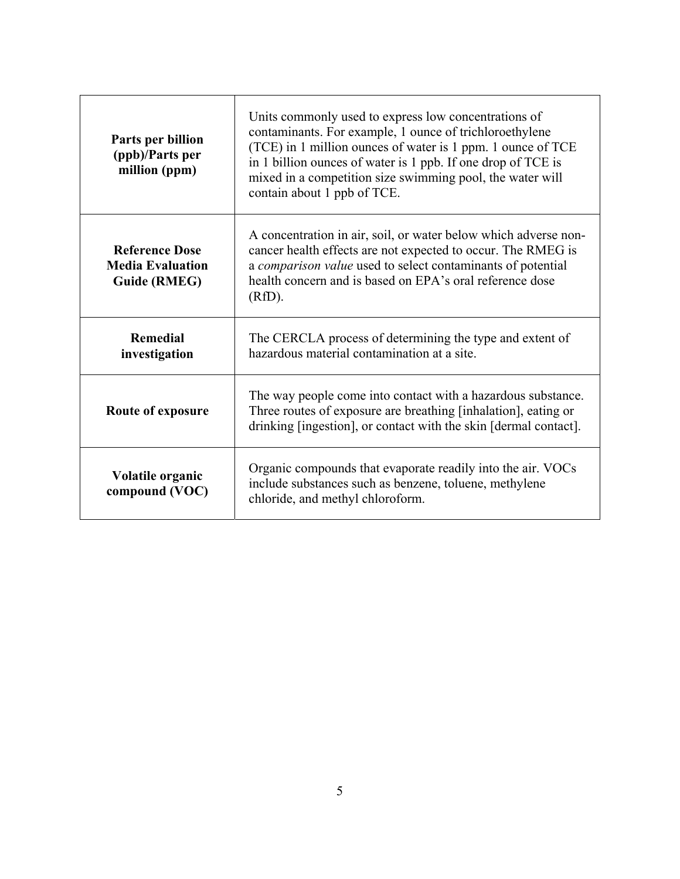| | |
|---|---|
| **Parts per billion (ppb)/Parts per million (ppm)** | Units commonly used to express low concentrations of contaminants. For example, 1 ounce of trichloroethylene (TCE) in 1 million ounces of water is 1 ppm. 1 ounce of TCE in 1 billion ounces of water is 1 ppb. If one drop of TCE is mixed in a competition size swimming pool, the water will contain about 1 ppb of TCE. |
| **Reference Dose Media Evaluation Guide (RMEG)** | A concentration in air, soil, or water below which adverse non-cancer health effects are not expected to occur. The RMEG is a *comparison value* used to select contaminants of potential health concern and is based on EPA's oral reference dose (RfD). |
| **Remedial investigation** | The CERCLA process of determining the type and extent of hazardous material contamination at a site. |
| **Route of exposure** | The way people come into contact with a hazardous substance. Three routes of exposure are breathing [inhalation], eating or drinking [ingestion], or contact with the skin [dermal contact]. |
| **Volatile organic compound (VOC)** | Organic compounds that evaporate readily into the air. VOCs include substances such as benzene, toluene, methylene chloride, and methyl chloroform. |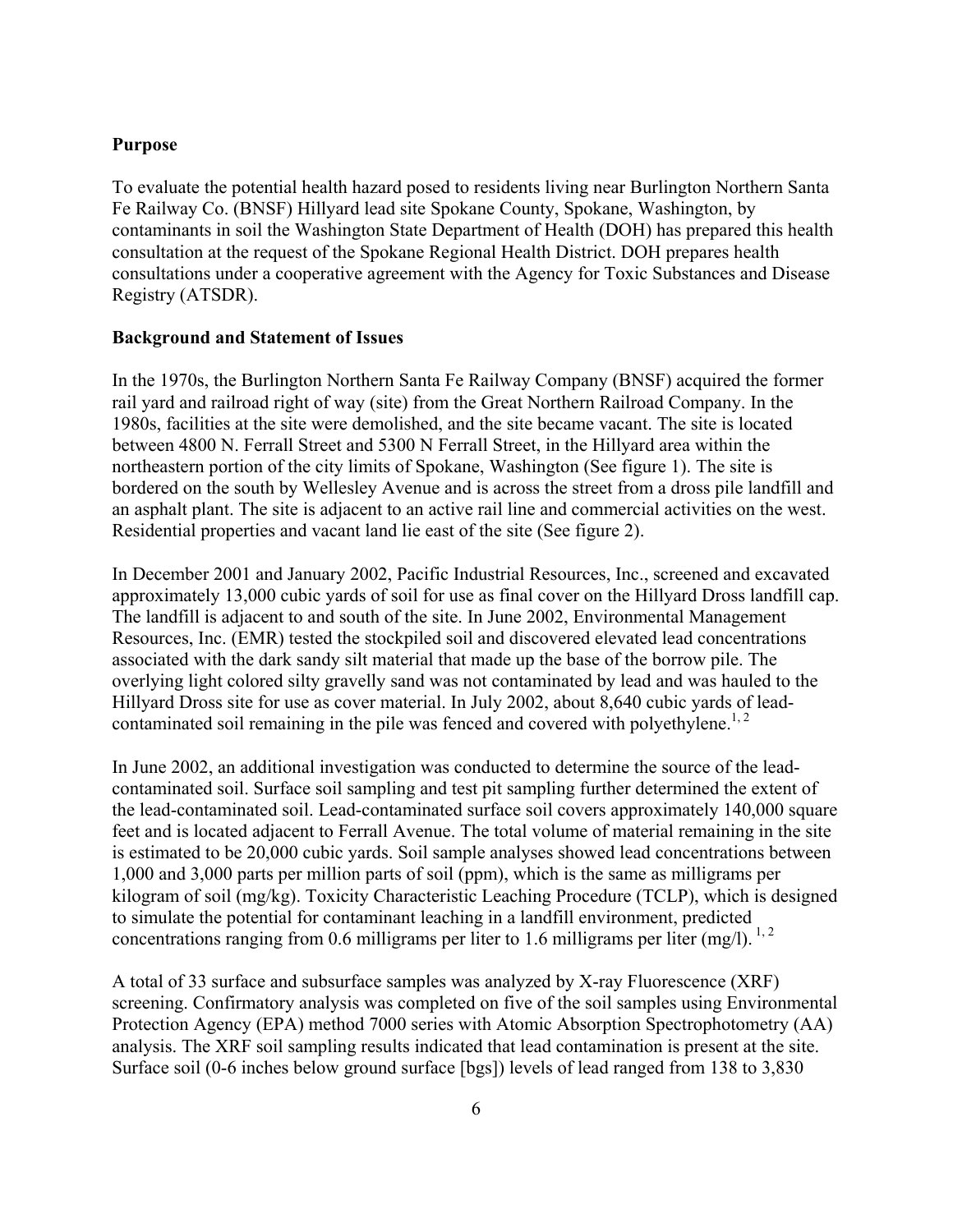## Purpose

To evaluate the potential health hazard posed to residents living near Burlington Northern Santa Fe Railway Co. (BNSF) Hillyard lead site Spokane County, Spokane, Washington, by contaminants in soil the Washington State Department of Health (DOH) has prepared this health consultation at the request of the Spokane Regional Health District. DOH prepares health consultations under a cooperative agreement with the Agency for Toxic Substances and Disease Registry (ATSDR).

## Background and Statement of Issues

In the 1970s, the Burlington Northern Santa Fe Railway Company (BNSF) acquired the former rail yard and railroad right of way (site) from the Great Northern Railroad Company. In the 1980s, facilities at the site were demolished, and the site became vacant. The site is located between 4800 N. Ferrall Street and 5300 N Ferrall Street, in the Hillyard area within the northeastern portion of the city limits of Spokane, Washington (See figure 1). The site is bordered on the south by Wellesley Avenue and is across the street from a dross pile landfill and an asphalt plant. The site is adjacent to an active rail line and commercial activities on the west. Residential properties and vacant land lie east of the site (See figure 2).

In December 2001 and January 2002, Pacific Industrial Resources, Inc., screened and excavated approximately 13,000 cubic yards of soil for use as final cover on the Hillyard Dross landfill cap. The landfill is adjacent to and south of the site. In June 2002, Environmental Management Resources, Inc. (EMR) tested the stockpiled soil and discovered elevated lead concentrations associated with the dark sandy silt material that made up the base of the borrow pile. The overlying light colored silty gravelly sand was not contaminated by lead and was hauled to the Hillyard Dross site for use as cover material. In July 2002, about 8,640 cubic yards of lead-contaminated soil remaining in the pile was fenced and covered with polyethylene.[1, 2]

In June 2002, an additional investigation was conducted to determine the source of the lead-contaminated soil. Surface soil sampling and test pit sampling further determined the extent of the lead-contaminated soil. Lead-contaminated surface soil covers approximately 140,000 square feet and is located adjacent to Ferrall Avenue. The total volume of material remaining in the site is estimated to be 20,000 cubic yards. Soil sample analyses showed lead concentrations between 1,000 and 3,000 parts per million parts of soil (ppm), which is the same as milligrams per kilogram of soil (mg/kg). Toxicity Characteristic Leaching Procedure (TCLP), which is designed to simulate the potential for contaminant leaching in a landfill environment, predicted concentrations ranging from 0.6 milligrams per liter to 1.6 milligrams per liter (mg/l).[1, 2]

A total of 33 surface and subsurface samples was analyzed by X-ray Fluorescence (XRF) screening. Confirmatory analysis was completed on five of the soil samples using Environmental Protection Agency (EPA) method 7000 series with Atomic Absorption Spectrophotometry (AA) analysis. The XRF soil sampling results indicated that lead contamination is present at the site. Surface soil (0-6 inches below ground surface [bgs]) levels of lead ranged from 138 to 3,830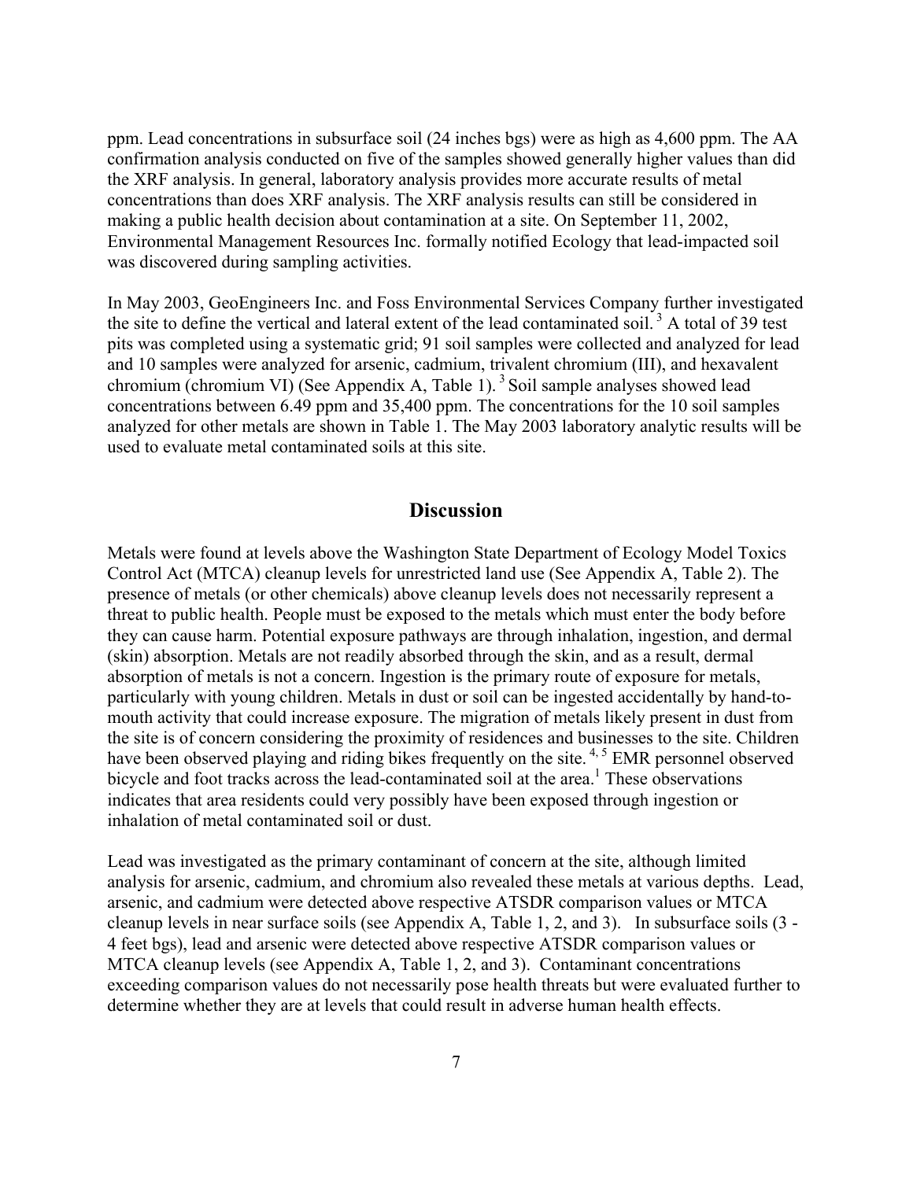ppm. Lead concentrations in subsurface soil (24 inches bgs) were as high as 4,600 ppm. The AA confirmation analysis conducted on five of the samples showed generally higher values than did the XRF analysis. In general, laboratory analysis provides more accurate results of metal concentrations than does XRF analysis. The XRF analysis results can still be considered in making a public health decision about contamination at a site. On September 11, 2002, Environmental Management Resources Inc. formally notified Ecology that lead-impacted soil was discovered during sampling activities.

In May 2003, GeoEngineers Inc. and Foss Environmental Services Company further investigated the site to define the vertical and lateral extent of the lead contaminated soil.[3] A total of 39 test pits was completed using a systematic grid; 91 soil samples were collected and analyzed for lead and 10 samples were analyzed for arsenic, cadmium, trivalent chromium (III), and hexavalent chromium (chromium VI) (See Appendix A, Table 1).[3] Soil sample analyses showed lead concentrations between 6.49 ppm and 35,400 ppm. The concentrations for the 10 soil samples analyzed for other metals are shown in Table 1. The May 2003 laboratory analytic results will be used to evaluate metal contaminated soils at this site.

## Discussion

Metals were found at levels above the Washington State Department of Ecology Model Toxics Control Act (MTCA) cleanup levels for unrestricted land use (See Appendix A, Table 2). The presence of metals (or other chemicals) above cleanup levels does not necessarily represent a threat to public health. People must be exposed to the metals which must enter the body before they can cause harm. Potential exposure pathways are through inhalation, ingestion, and dermal (skin) absorption. Metals are not readily absorbed through the skin, and as a result, dermal absorption of metals is not a concern. Ingestion is the primary route of exposure for metals, particularly with young children. Metals in dust or soil can be ingested accidentally by hand-to-mouth activity that could increase exposure. The migration of metals likely present in dust from the site is of concern considering the proximity of residences and businesses to the site. Children have been observed playing and riding bikes frequently on the site.[4, 5] EMR personnel observed bicycle and foot tracks across the lead-contaminated soil at the area.[1] These observations indicates that area residents could very possibly have been exposed through ingestion or inhalation of metal contaminated soil or dust.

Lead was investigated as the primary contaminant of concern at the site, although limited analysis for arsenic, cadmium, and chromium also revealed these metals at various depths. Lead, arsenic, and cadmium were detected above respective ATSDR comparison values or MTCA cleanup levels in near surface soils (see Appendix A, Table 1, 2, and 3). In subsurface soils (3 - 4 feet bgs), lead and arsenic were detected above respective ATSDR comparison values or MTCA cleanup levels (see Appendix A, Table 1, 2, and 3). Contaminant concentrations exceeding comparison values do not necessarily pose health threats but were evaluated further to determine whether they are at levels that could result in adverse human health effects.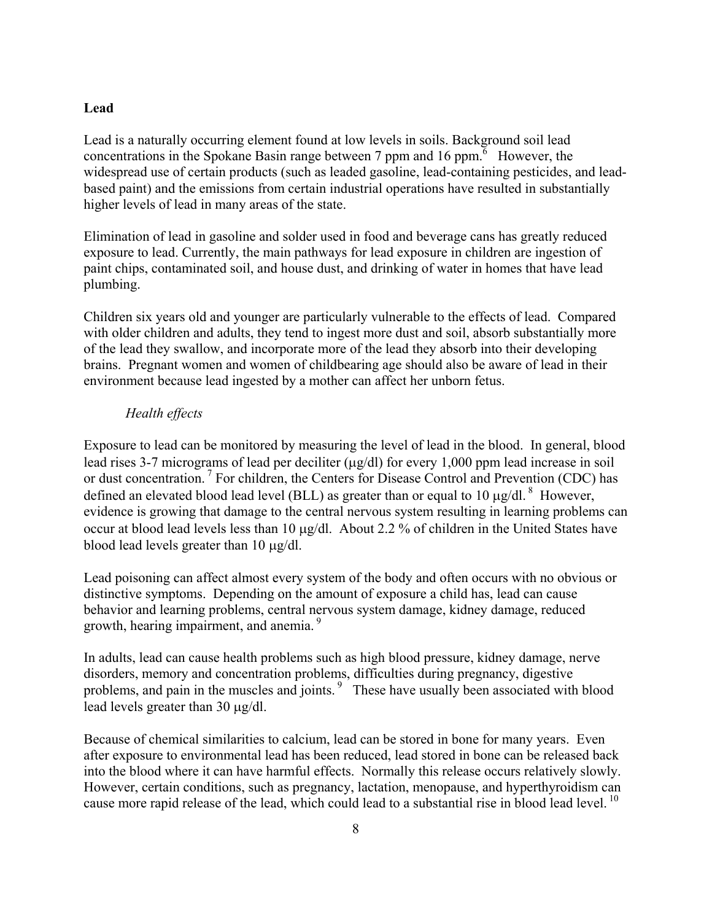## Lead

Lead is a naturally occurring element found at low levels in soils. Background soil lead concentrations in the Spokane Basin range between 7 ppm and 16 ppm.[6] However, the widespread use of certain products (such as leaded gasoline, lead-containing pesticides, and lead-based paint) and the emissions from certain industrial operations have resulted in substantially higher levels of lead in many areas of the state.

Elimination of lead in gasoline and solder used in food and beverage cans has greatly reduced exposure to lead. Currently, the main pathways for lead exposure in children are ingestion of paint chips, contaminated soil, and house dust, and drinking of water in homes that have lead plumbing.

Children six years old and younger are particularly vulnerable to the effects of lead. Compared with older children and adults, they tend to ingest more dust and soil, absorb substantially more of the lead they swallow, and incorporate more of the lead they absorb into their developing brains. Pregnant women and women of childbearing age should also be aware of lead in their environment because lead ingested by a mother can affect her unborn fetus.

### *Health effects*

Exposure to lead can be monitored by measuring the level of lead in the blood. In general, blood lead rises 3-7 micrograms of lead per deciliter (μg/dl) for every 1,000 ppm lead increase in soil or dust concentration.[7] For children, the Centers for Disease Control and Prevention (CDC) has defined an elevated blood lead level (BLL) as greater than or equal to 10 μg/dl.[8] However, evidence is growing that damage to the central nervous system resulting in learning problems can occur at blood lead levels less than 10 μg/dl. About 2.2 % of children in the United States have blood lead levels greater than 10 μg/dl.

Lead poisoning can affect almost every system of the body and often occurs with no obvious or distinctive symptoms. Depending on the amount of exposure a child has, lead can cause behavior and learning problems, central nervous system damage, kidney damage, reduced growth, hearing impairment, and anemia.[9]

In adults, lead can cause health problems such as high blood pressure, kidney damage, nerve disorders, memory and concentration problems, difficulties during pregnancy, digestive problems, and pain in the muscles and joints.[9] These have usually been associated with blood lead levels greater than 30 μg/dl.

Because of chemical similarities to calcium, lead can be stored in bone for many years. Even after exposure to environmental lead has been reduced, lead stored in bone can be released back into the blood where it can have harmful effects. Normally this release occurs relatively slowly. However, certain conditions, such as pregnancy, lactation, menopause, and hyperthyroidism can cause more rapid release of the lead, which could lead to a substantial rise in blood lead level.[10]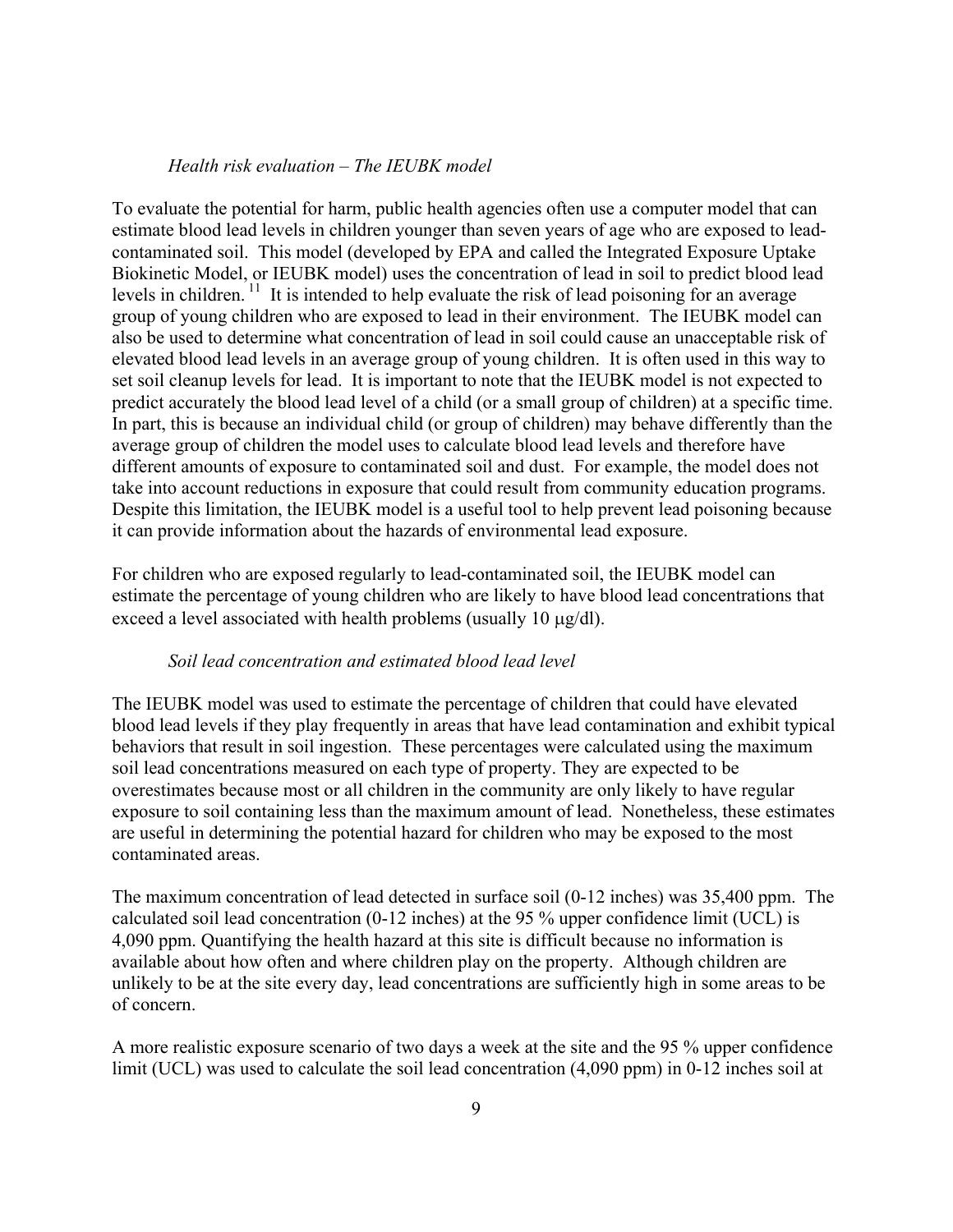*Health risk evaluation – The IEUBK model*

To evaluate the potential for harm, public health agencies often use a computer model that can estimate blood lead levels in children younger than seven years of age who are exposed to lead-contaminated soil. This model (developed by EPA and called the Integrated Exposure Uptake Biokinetic Model, or IEUBK model) uses the concentration of lead in soil to predict blood lead levels in children. [11] It is intended to help evaluate the risk of lead poisoning for an average group of young children who are exposed to lead in their environment. The IEUBK model can also be used to determine what concentration of lead in soil could cause an unacceptable risk of elevated blood lead levels in an average group of young children. It is often used in this way to set soil cleanup levels for lead. It is important to note that the IEUBK model is not expected to predict accurately the blood lead level of a child (or a small group of children) at a specific time. In part, this is because an individual child (or group of children) may behave differently than the average group of children the model uses to calculate blood lead levels and therefore have different amounts of exposure to contaminated soil and dust. For example, the model does not take into account reductions in exposure that could result from community education programs. Despite this limitation, the IEUBK model is a useful tool to help prevent lead poisoning because it can provide information about the hazards of environmental lead exposure.

For children who are exposed regularly to lead-contaminated soil, the IEUBK model can estimate the percentage of young children who are likely to have blood lead concentrations that exceed a level associated with health problems (usually 10 μg/dl).

*Soil lead concentration and estimated blood lead level*

The IEUBK model was used to estimate the percentage of children that could have elevated blood lead levels if they play frequently in areas that have lead contamination and exhibit typical behaviors that result in soil ingestion. These percentages were calculated using the maximum soil lead concentrations measured on each type of property. They are expected to be overestimates because most or all children in the community are only likely to have regular exposure to soil containing less than the maximum amount of lead. Nonetheless, these estimates are useful in determining the potential hazard for children who may be exposed to the most contaminated areas.

The maximum concentration of lead detected in surface soil (0-12 inches) was 35,400 ppm. The calculated soil lead concentration (0-12 inches) at the 95 % upper confidence limit (UCL) is 4,090 ppm. Quantifying the health hazard at this site is difficult because no information is available about how often and where children play on the property. Although children are unlikely to be at the site every day, lead concentrations are sufficiently high in some areas to be of concern.

A more realistic exposure scenario of two days a week at the site and the 95 % upper confidence limit (UCL) was used to calculate the soil lead concentration (4,090 ppm) in 0-12 inches soil at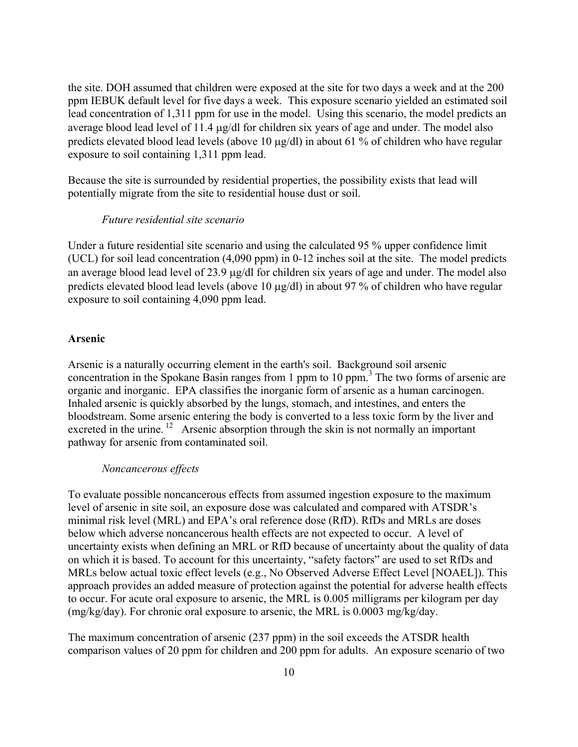the site. DOH assumed that children were exposed at the site for two days a week and at the 200 ppm IEBUK default level for five days a week. This exposure scenario yielded an estimated soil lead concentration of 1,311 ppm for use in the model. Using this scenario, the model predicts an average blood lead level of 11.4 μg/dl for children six years of age and under. The model also predicts elevated blood lead levels (above 10 μg/dl) in about 61 % of children who have regular exposure to soil containing 1,311 ppm lead.

Because the site is surrounded by residential properties, the possibility exists that lead will potentially migrate from the site to residential house dust or soil.

*Future residential site scenario*

Under a future residential site scenario and using the calculated 95 % upper confidence limit (UCL) for soil lead concentration (4,090 ppm) in 0-12 inches soil at the site. The model predicts an average blood lead level of 23.9 μg/dl for children six years of age and under. The model also predicts elevated blood lead levels (above 10 μg/dl) in about 97 % of children who have regular exposure to soil containing 4,090 ppm lead.

**Arsenic**

Arsenic is a naturally occurring element in the earth's soil. Background soil arsenic concentration in the Spokane Basin ranges from 1 ppm to 10 ppm.[3] The two forms of arsenic are organic and inorganic. EPA classifies the inorganic form of arsenic as a human carcinogen. Inhaled arsenic is quickly absorbed by the lungs, stomach, and intestines, and enters the bloodstream. Some arsenic entering the body is converted to a less toxic form by the liver and excreted in the urine.[12] Arsenic absorption through the skin is not normally an important pathway for arsenic from contaminated soil.

*Noncancerous effects*

To evaluate possible noncancerous effects from assumed ingestion exposure to the maximum level of arsenic in site soil, an exposure dose was calculated and compared with ATSDR's minimal risk level (MRL) and EPA's oral reference dose (RfD). RfDs and MRLs are doses below which adverse noncancerous health effects are not expected to occur. A level of uncertainty exists when defining an MRL or RfD because of uncertainty about the quality of data on which it is based. To account for this uncertainty, "safety factors" are used to set RfDs and MRLs below actual toxic effect levels (e.g., No Observed Adverse Effect Level [NOAEL]). This approach provides an added measure of protection against the potential for adverse health effects to occur. For acute oral exposure to arsenic, the MRL is 0.005 milligrams per kilogram per day (mg/kg/day). For chronic oral exposure to arsenic, the MRL is 0.0003 mg/kg/day.

The maximum concentration of arsenic (237 ppm) in the soil exceeds the ATSDR health comparison values of 20 ppm for children and 200 ppm for adults. An exposure scenario of two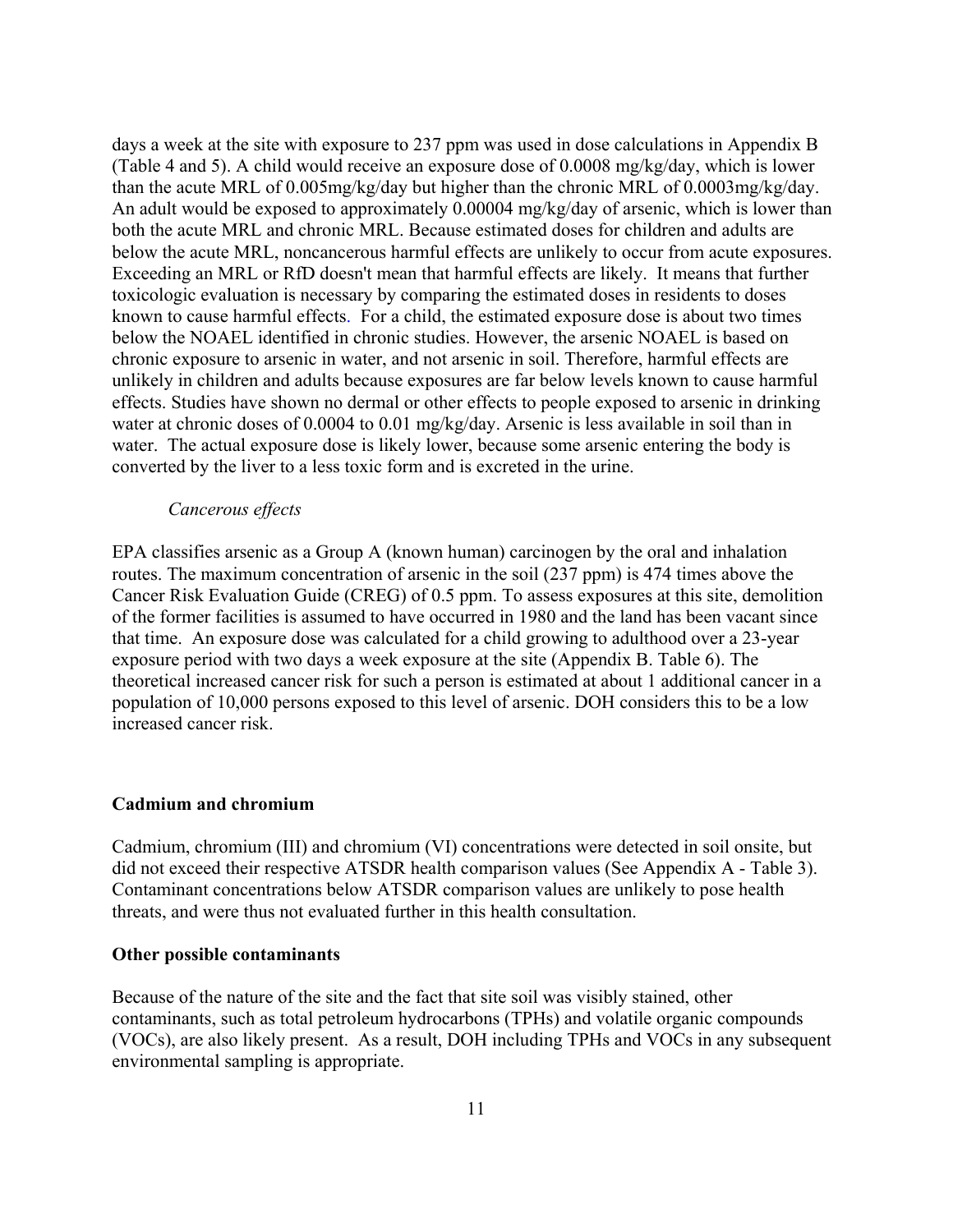days a week at the site with exposure to 237 ppm was used in dose calculations in Appendix B (Table 4 and 5). A child would receive an exposure dose of 0.0008 mg/kg/day, which is lower than the acute MRL of 0.005mg/kg/day but higher than the chronic MRL of 0.0003mg/kg/day. An adult would be exposed to approximately 0.00004 mg/kg/day of arsenic, which is lower than both the acute MRL and chronic MRL. Because estimated doses for children and adults are below the acute MRL, noncancerous harmful effects are unlikely to occur from acute exposures. Exceeding an MRL or RfD doesn't mean that harmful effects are likely. It means that further toxicologic evaluation is necessary by comparing the estimated doses in residents to doses known to cause harmful effects. For a child, the estimated exposure dose is about two times below the NOAEL identified in chronic studies. However, the arsenic NOAEL is based on chronic exposure to arsenic in water, and not arsenic in soil. Therefore, harmful effects are unlikely in children and adults because exposures are far below levels known to cause harmful effects. Studies have shown no dermal or other effects to people exposed to arsenic in drinking water at chronic doses of 0.0004 to 0.01 mg/kg/day. Arsenic is less available in soil than in water. The actual exposure dose is likely lower, because some arsenic entering the body is converted by the liver to a less toxic form and is excreted in the urine.

*Cancerous effects*

EPA classifies arsenic as a Group A (known human) carcinogen by the oral and inhalation routes. The maximum concentration of arsenic in the soil (237 ppm) is 474 times above the Cancer Risk Evaluation Guide (CREG) of 0.5 ppm. To assess exposures at this site, demolition of the former facilities is assumed to have occurred in 1980 and the land has been vacant since that time. An exposure dose was calculated for a child growing to adulthood over a 23-year exposure period with two days a week exposure at the site (Appendix B. Table 6). The theoretical increased cancer risk for such a person is estimated at about 1 additional cancer in a population of 10,000 persons exposed to this level of arsenic. DOH considers this to be a low increased cancer risk.

**Cadmium and chromium**

Cadmium, chromium (III) and chromium (VI) concentrations were detected in soil onsite, but did not exceed their respective ATSDR health comparison values (See Appendix A - Table 3). Contaminant concentrations below ATSDR comparison values are unlikely to pose health threats, and were thus not evaluated further in this health consultation.

**Other possible contaminants**

Because of the nature of the site and the fact that site soil was visibly stained, other contaminants, such as total petroleum hydrocarbons (TPHs) and volatile organic compounds (VOCs), are also likely present. As a result, DOH including TPHs and VOCs in any subsequent environmental sampling is appropriate.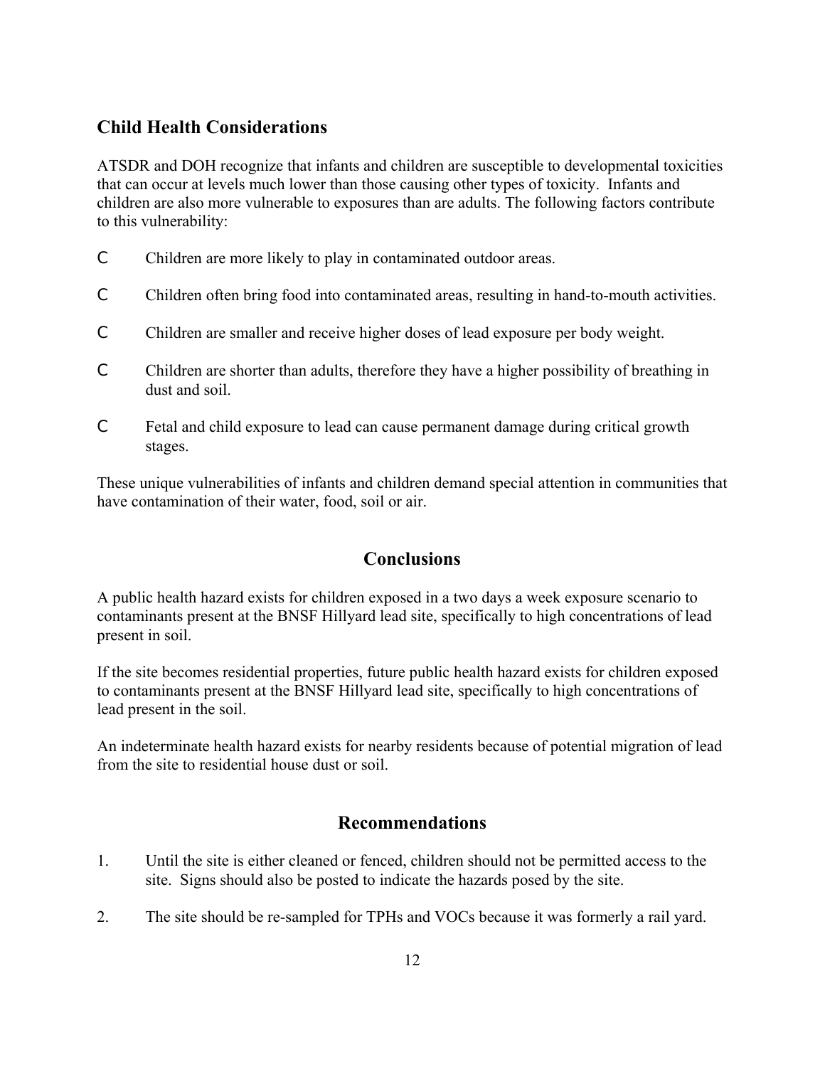## Child Health Considerations

ATSDR and DOH recognize that infants and children are susceptible to developmental toxicities that can occur at levels much lower than those causing other types of toxicity. Infants and children are also more vulnerable to exposures than are adults. The following factors contribute to this vulnerability:

- Children are more likely to play in contaminated outdoor areas.
- Children often bring food into contaminated areas, resulting in hand-to-mouth activities.
- Children are smaller and receive higher doses of lead exposure per body weight.
- Children are shorter than adults, therefore they have a higher possibility of breathing in dust and soil.
- Fetal and child exposure to lead can cause permanent damage during critical growth stages.

These unique vulnerabilities of infants and children demand special attention in communities that have contamination of their water, food, soil or air.

## Conclusions

A public health hazard exists for children exposed in a two days a week exposure scenario to contaminants present at the BNSF Hillyard lead site, specifically to high concentrations of lead present in soil.

If the site becomes residential properties, future public health hazard exists for children exposed to contaminants present at the BNSF Hillyard lead site, specifically to high concentrations of lead present in the soil.

An indeterminate health hazard exists for nearby residents because of potential migration of lead from the site to residential house dust or soil.

## Recommendations

1. Until the site is either cleaned or fenced, children should not be permitted access to the site. Signs should also be posted to indicate the hazards posed by the site.
2. The site should be re-sampled for TPHs and VOCs because it was formerly a rail yard.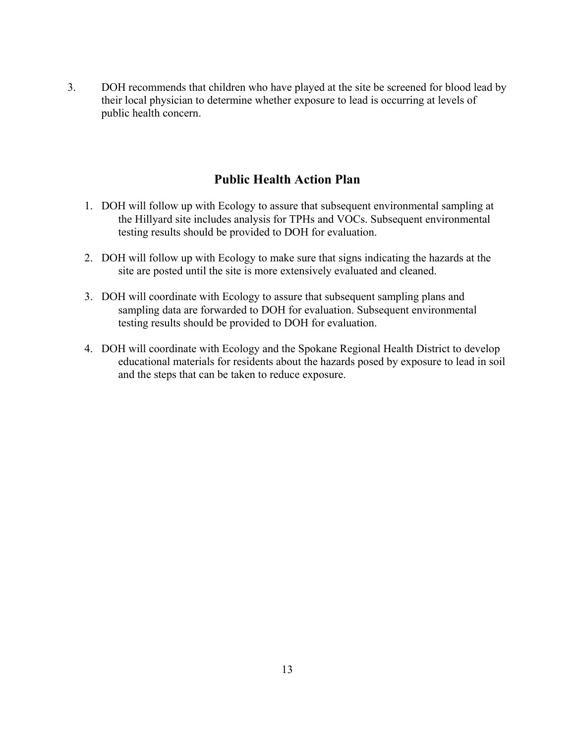3. DOH recommends that children who have played at the site be screened for blood lead by their local physician to determine whether exposure to lead is occurring at levels of public health concern.

## Public Health Action Plan

1. DOH will follow up with Ecology to assure that subsequent environmental sampling at the Hillyard site includes analysis for TPHs and VOCs. Subsequent environmental testing results should be provided to DOH for evaluation.

2. DOH will follow up with Ecology to make sure that signs indicating the hazards at the site are posted until the site is more extensively evaluated and cleaned.

3. DOH will coordinate with Ecology to assure that subsequent sampling plans and sampling data are forwarded to DOH for evaluation. Subsequent environmental testing results should be provided to DOH for evaluation.

4. DOH will coordinate with Ecology and the Spokane Regional Health District to develop educational materials for residents about the hazards posed by exposure to lead in soil and the steps that can be taken to reduce exposure.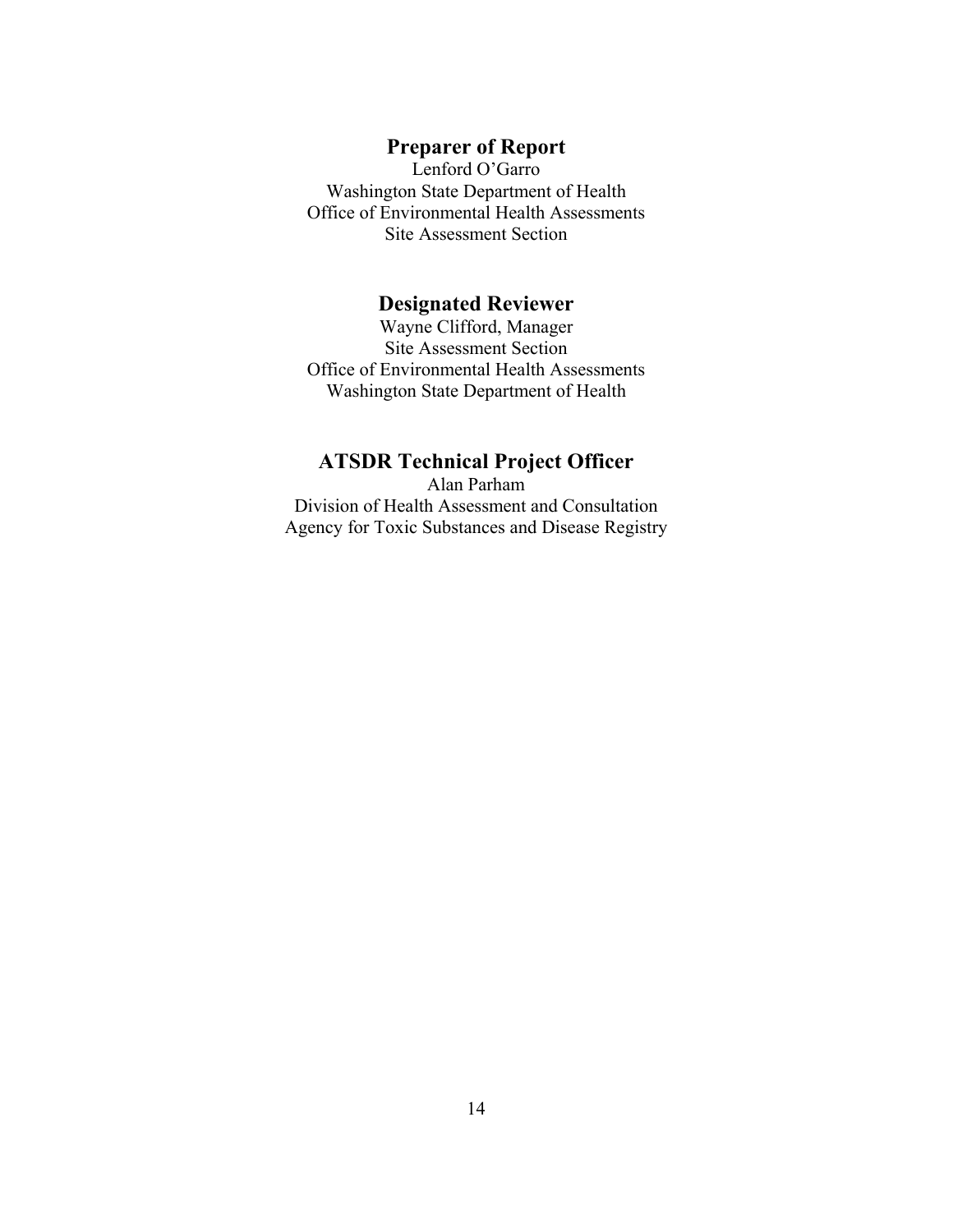## Preparer of Report

Lenford O'Garro
Washington State Department of Health
Office of Environmental Health Assessments
Site Assessment Section

## Designated Reviewer

Wayne Clifford, Manager
Site Assessment Section
Office of Environmental Health Assessments
Washington State Department of Health

## ATSDR Technical Project Officer

Alan Parham
Division of Health Assessment and Consultation
Agency for Toxic Substances and Disease Registry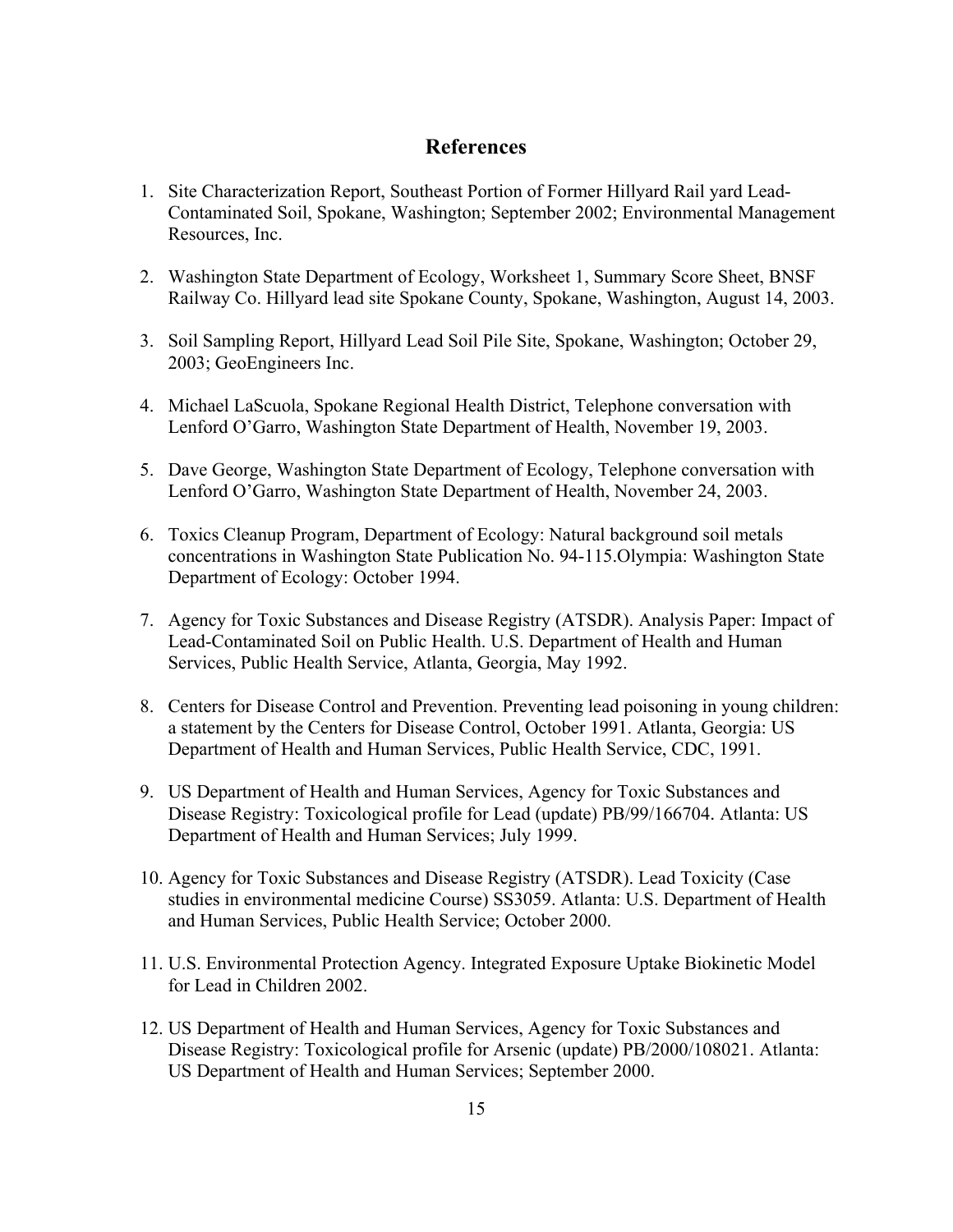## References

1. Site Characterization Report, Southeast Portion of Former Hillyard Rail yard Lead-Contaminated Soil, Spokane, Washington; September 2002; Environmental Management Resources, Inc.

2. Washington State Department of Ecology, Worksheet 1, Summary Score Sheet, BNSF Railway Co. Hillyard lead site Spokane County, Spokane, Washington, August 14, 2003.

3. Soil Sampling Report, Hillyard Lead Soil Pile Site, Spokane, Washington; October 29, 2003; GeoEngineers Inc.

4. Michael LaScuola, Spokane Regional Health District, Telephone conversation with Lenford O'Garro, Washington State Department of Health, November 19, 2003.

5. Dave George, Washington State Department of Ecology, Telephone conversation with Lenford O'Garro, Washington State Department of Health, November 24, 2003.

6. Toxics Cleanup Program, Department of Ecology: Natural background soil metals concentrations in Washington State Publication No. 94-115.Olympia: Washington State Department of Ecology: October 1994.

7. Agency for Toxic Substances and Disease Registry (ATSDR). Analysis Paper: Impact of Lead-Contaminated Soil on Public Health. U.S. Department of Health and Human Services, Public Health Service, Atlanta, Georgia, May 1992.

8. Centers for Disease Control and Prevention. Preventing lead poisoning in young children: a statement by the Centers for Disease Control, October 1991. Atlanta, Georgia: US Department of Health and Human Services, Public Health Service, CDC, 1991.

9. US Department of Health and Human Services, Agency for Toxic Substances and Disease Registry: Toxicological profile for Lead (update) PB/99/166704. Atlanta: US Department of Health and Human Services; July 1999.

10. Agency for Toxic Substances and Disease Registry (ATSDR). Lead Toxicity (Case studies in environmental medicine Course) SS3059. Atlanta: U.S. Department of Health and Human Services, Public Health Service; October 2000.

11. U.S. Environmental Protection Agency. Integrated Exposure Uptake Biokinetic Model for Lead in Children 2002.

12. US Department of Health and Human Services, Agency for Toxic Substances and Disease Registry: Toxicological profile for Arsenic (update) PB/2000/108021. Atlanta: US Department of Health and Human Services; September 2000.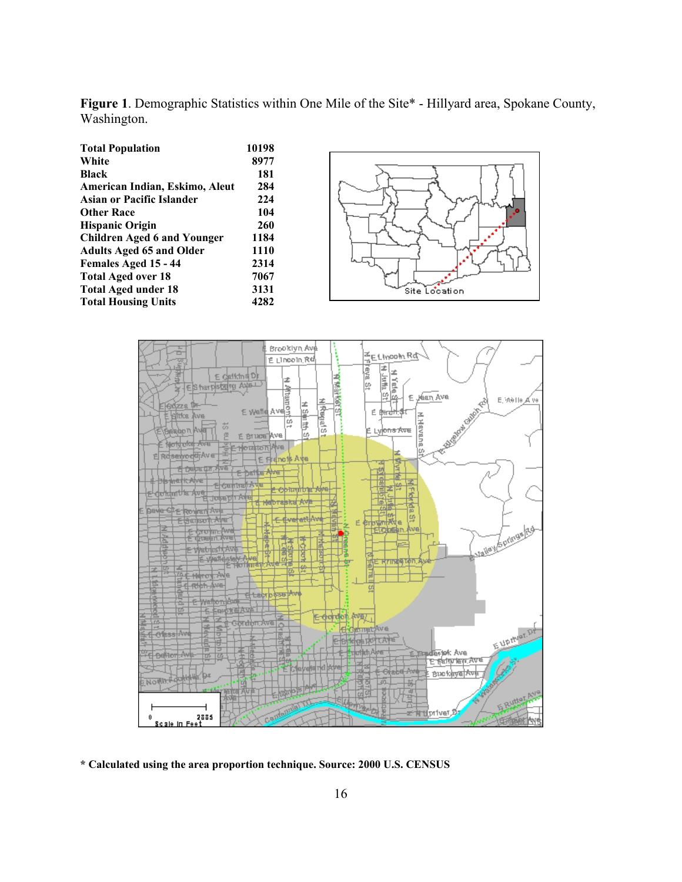**Figure 1**. Demographic Statistics within One Mile of the Site* - Hillyard area, Spokane County, Washington.

| | |
|---|---|
| **Total Population** | 10198 |
| **White** | 8977 |
| **Black** | 181 |
| **American Indian, Eskimo, Aleut** | 284 |
| **Asian or Pacific Islander** | 224 |
| **Other Race** | 104 |
| **Hispanic Origin** | 260 |
| **Children Aged 6 and Younger** | 1184 |
| **Adults Aged 65 and Older** | 1110 |
| **Females Aged 15 - 44** | 2314 |
| **Total Aged over 18** | 7067 |
| **Total Aged under 18** | 3131 |
| **Total Housing Units** | 4282 |

**\* Calculated using the area proportion technique. Source: 2000 U.S. CENSUS**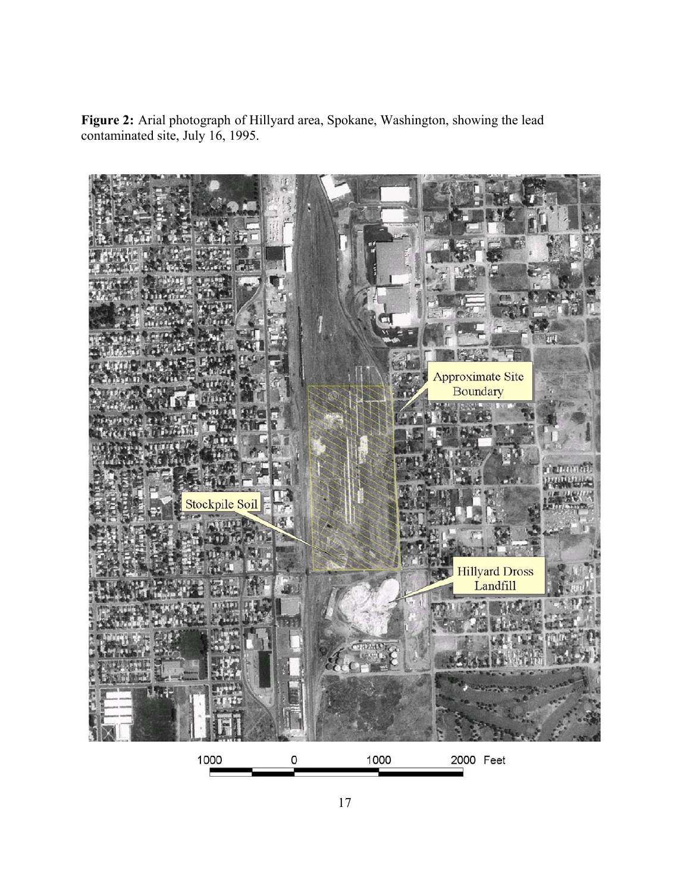**Figure 2:** Arial photograph of Hillyard area, Spokane, Washington, showing the lead contaminated site, July 16, 1995.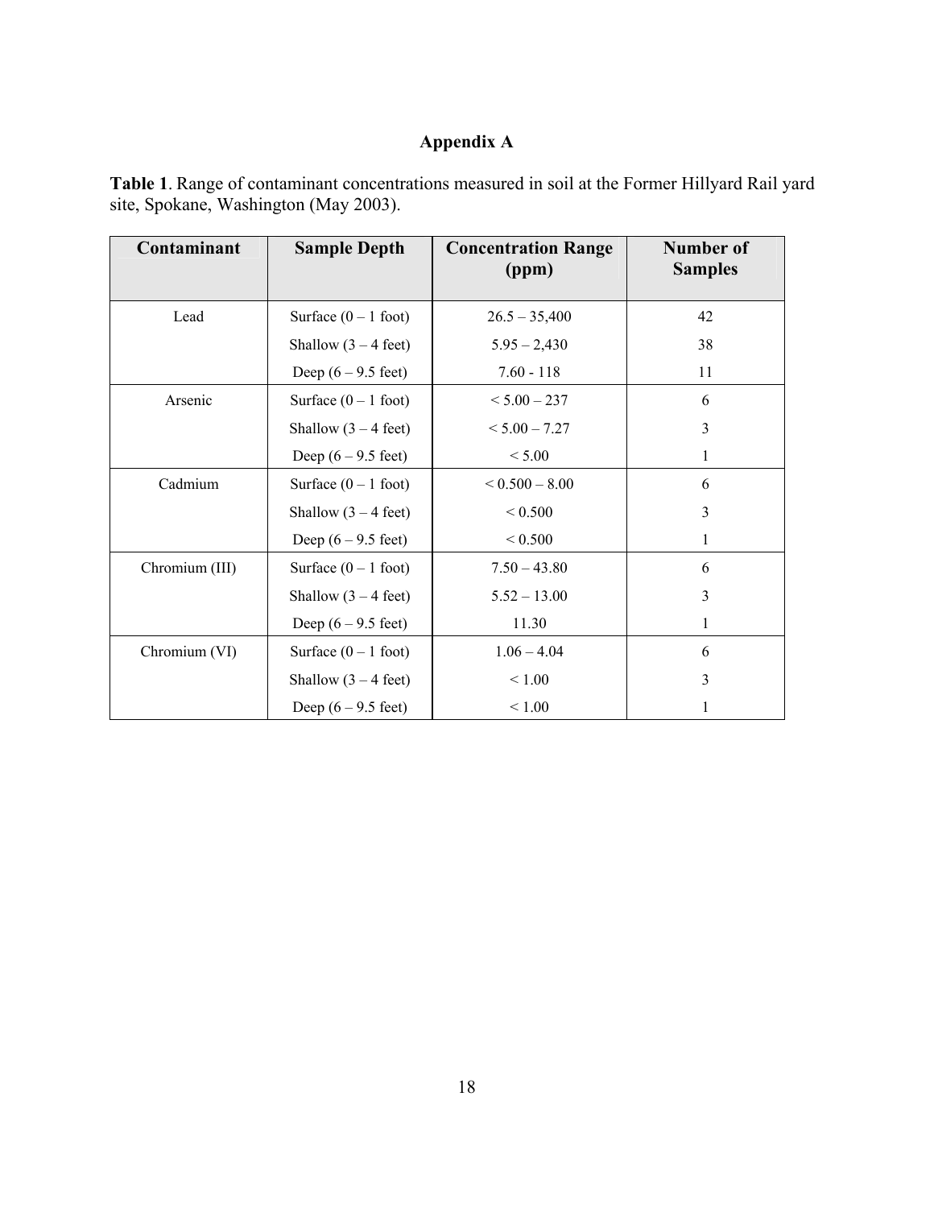# Appendix A

**Table 1**. Range of contaminant concentrations measured in soil at the Former Hillyard Rail yard site, Spokane, Washington (May 2003).

| Contaminant | Sample Depth | Concentration Range (ppm) | Number of Samples |
|---|---|---|---|
| Lead | Surface (0 – 1 foot) | 26.5 – 35,400 | 42 |
| | Shallow (3 – 4 feet) | 5.95 – 2,430 | 38 |
| | Deep (6 – 9.5 feet) | 7.60 - 118 | 11 |
| Arsenic | Surface (0 – 1 foot) | < 5.00 – 237 | 6 |
| | Shallow (3 – 4 feet) | < 5.00 – 7.27 | 3 |
| | Deep (6 – 9.5 feet) | < 5.00 | 1 |
| Cadmium | Surface (0 – 1 foot) | < 0.500 – 8.00 | 6 |
| | Shallow (3 – 4 feet) | < 0.500 | 3 |
| | Deep (6 – 9.5 feet) | < 0.500 | 1 |
| Chromium (III) | Surface (0 – 1 foot) | 7.50 – 43.80 | 6 |
| | Shallow (3 – 4 feet) | 5.52 – 13.00 | 3 |
| | Deep (6 – 9.5 feet) | 11.30 | 1 |
| Chromium (VI) | Surface (0 – 1 foot) | 1.06 – 4.04 | 6 |
| | Shallow (3 – 4 feet) | < 1.00 | 3 |
| | Deep (6 – 9.5 feet) | < 1.00 | 1 |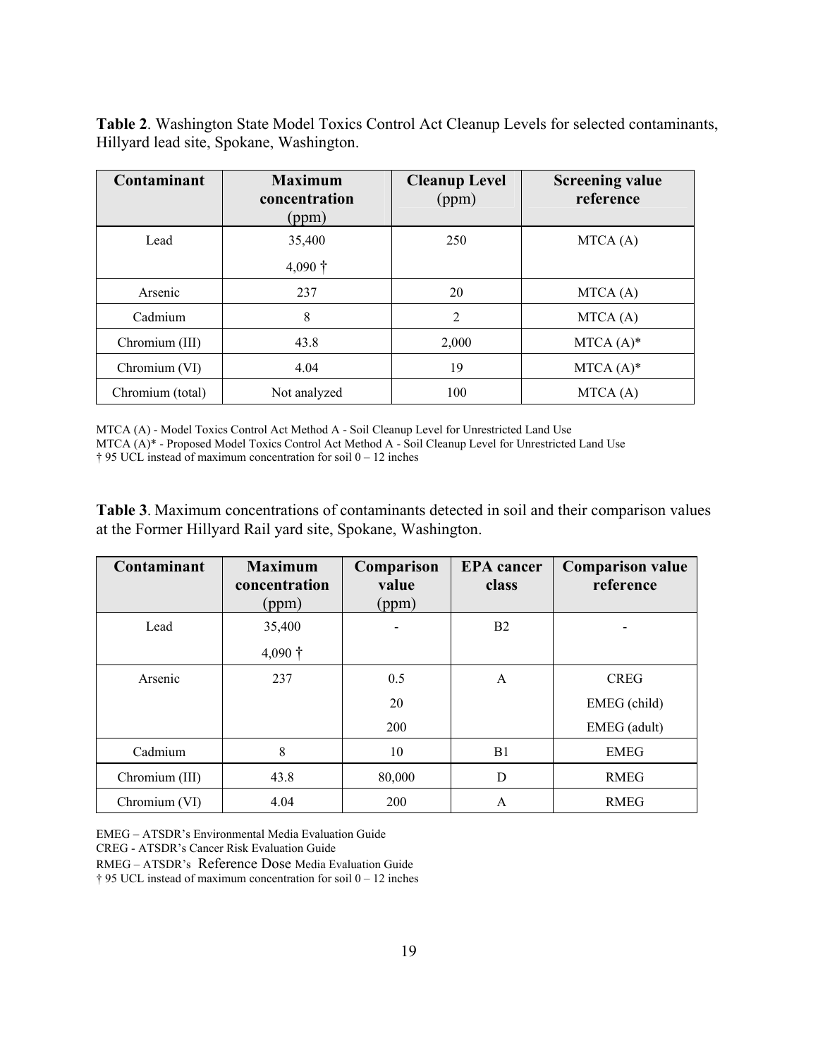**Table 2**. Washington State Model Toxics Control Act Cleanup Levels for selected contaminants, Hillyard lead site, Spokane, Washington.

| Contaminant | Maximum concentration (ppm) | Cleanup Level (ppm) | Screening value reference |
|---|---|---|---|
| Lead | 35,400<br>4,090 † | 250 | MTCA (A) |
| Arsenic | 237 | 20 | MTCA (A) |
| Cadmium | 8 | 2 | MTCA (A) |
| Chromium (III) | 43.8 | 2,000 | MTCA (A)* |
| Chromium (VI) | 4.04 | 19 | MTCA (A)* |
| Chromium (total) | Not analyzed | 100 | MTCA (A) |

MTCA (A) - Model Toxics Control Act Method A - Soil Cleanup Level for Unrestricted Land Use
MTCA (A)* - Proposed Model Toxics Control Act Method A - Soil Cleanup Level for Unrestricted Land Use
† 95 UCL instead of maximum concentration for soil 0 – 12 inches

**Table 3**. Maximum concentrations of contaminants detected in soil and their comparison values at the Former Hillyard Rail yard site, Spokane, Washington.

| Contaminant | Maximum concentration (ppm) | Comparison value (ppm) | EPA cancer class | Comparison value reference |
|---|---|---|---|---|
| Lead | 35,400<br>4,090 † | - | B2 | - |
| Arsenic | 237 | 0.5<br>20<br>200 | A | CREG<br>EMEG (child)<br>EMEG (adult) |
| Cadmium | 8 | 10 | B1 | EMEG |
| Chromium (III) | 43.8 | 80,000 | D | RMEG |
| Chromium (VI) | 4.04 | 200 | A | RMEG |

EMEG – ATSDR's Environmental Media Evaluation Guide
CREG - ATSDR's Cancer Risk Evaluation Guide
RMEG – ATSDR's Reference Dose Media Evaluation Guide
† 95 UCL instead of maximum concentration for soil 0 – 12 inches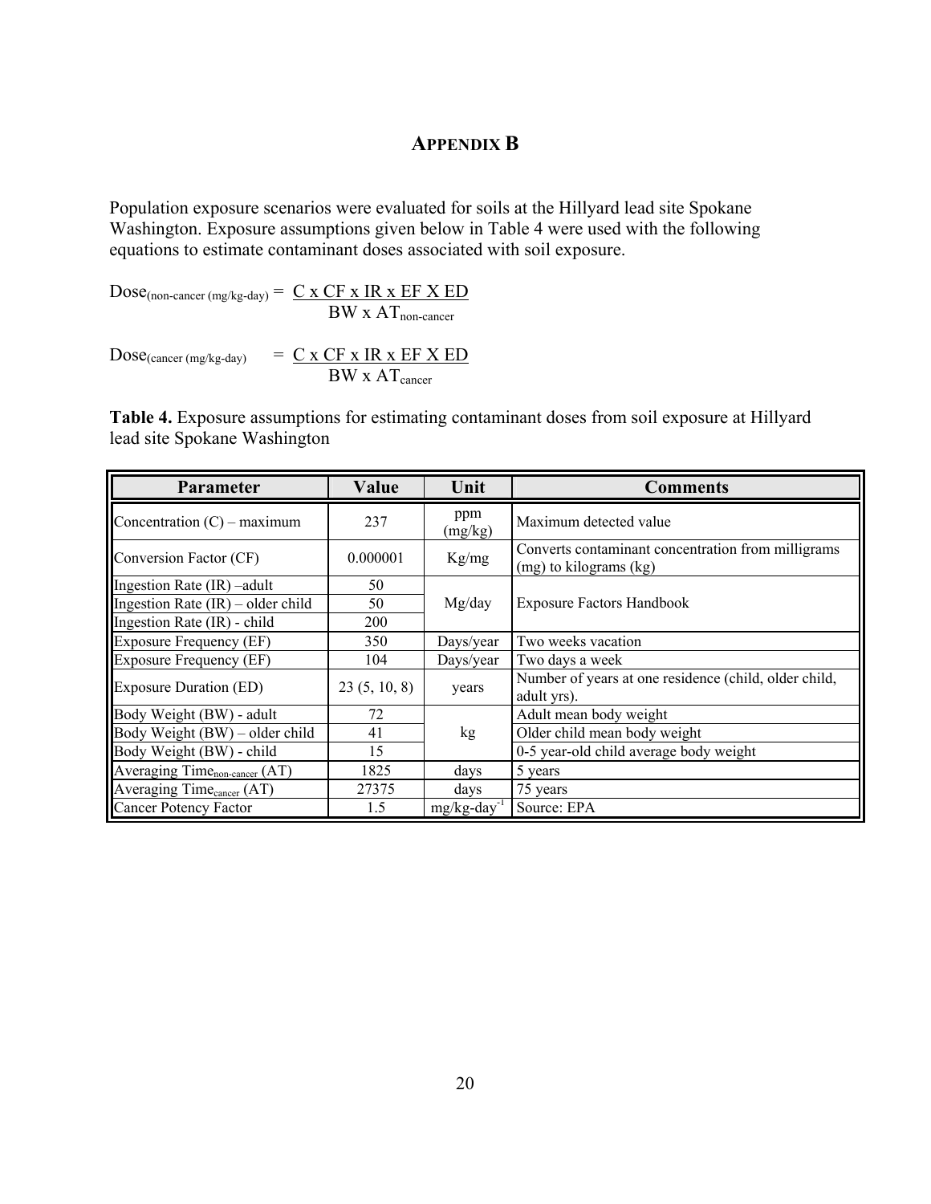# APPENDIX B

Population exposure scenarios were evaluated for soils at the Hillyard lead site Spokane Washington. Exposure assumptions given below in Table 4 were used with the following equations to estimate contaminant doses associated with soil exposure.

$$\text{Dose}_{\text{(non-cancer (mg/kg-day)}} = \frac{C \times CF \times IR \times EF \times ED}{BW \times AT_{\text{non-cancer}}}$$

$$\text{Dose}_{\text{(cancer (mg/kg-day)}} = \frac{C \times CF \times IR \times EF \times ED}{BW \times AT_{\text{cancer}}}$$

**Table 4.** Exposure assumptions for estimating contaminant doses from soil exposure at Hillyard lead site Spokane Washington

| Parameter | Value | Unit | Comments |
|---|---|---|---|
| Concentration (C) – maximum | 237 | ppm (mg/kg) | Maximum detected value |
| Conversion Factor (CF) | 0.000001 | Kg/mg | Converts contaminant concentration from milligrams (mg) to kilograms (kg) |
| Ingestion Rate (IR) –adult | 50 | Mg/day | Exposure Factors Handbook |
| Ingestion Rate (IR) – older child | 50 | | |
| Ingestion Rate (IR) - child | 200 | | |
| Exposure Frequency (EF) | 350 | Days/year | Two weeks vacation |
| Exposure Frequency (EF) | 104 | Days/year | Two days a week |
| Exposure Duration (ED) | 23 (5, 10, 8) | years | Number of years at one residence (child, older child, adult yrs). |
| Body Weight (BW) - adult | 72 | kg | Adult mean body weight |
| Body Weight (BW) – older child | 41 | | Older child mean body weight |
| Body Weight (BW) - child | 15 | | 0-5 year-old child average body weight |
| Averaging Time$_{\text{non-cancer}}$ (AT) | 1825 | days | 5 years |
| Averaging Time$_{\text{cancer}}$ (AT) | 27375 | days | 75 years |
| Cancer Potency Factor | 1.5 | mg/kg-day$^{-1}$ | Source: EPA |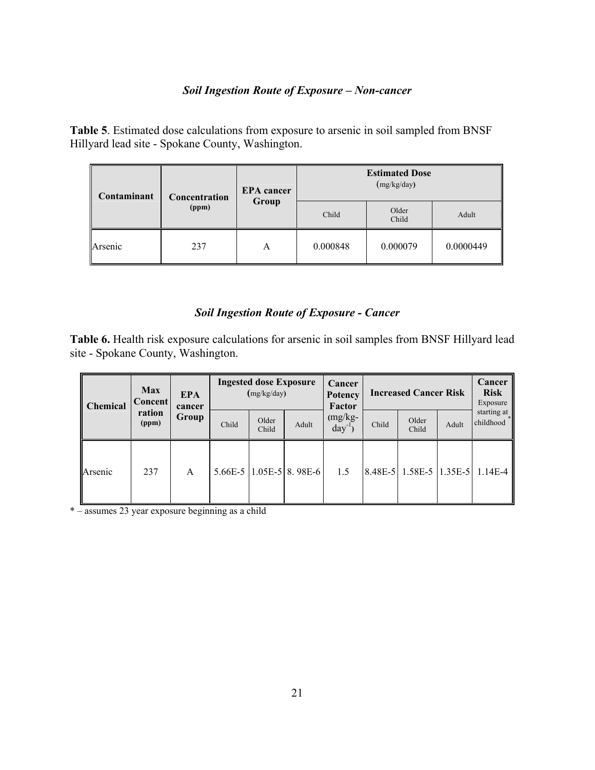### *Soil Ingestion Route of Exposure – Non-cancer*

**Table 5**. Estimated dose calculations from exposure to arsenic in soil sampled from BNSF Hillyard lead site - Spokane County, Washington.

| Contaminant | Concentration (ppm) | EPA cancer Group | Estimated Dose (mg/kg/day) | | |
|---|---|---|---|---|---|
| | | | Child | Older Child | Adult |
| Arsenic | 237 | A | 0.000848 | 0.000079 | 0.0000449 |

### *Soil Ingestion Route of Exposure - Cancer*

**Table 6.** Health risk exposure calculations for arsenic in soil samples from BNSF Hillyard lead site - Spokane County, Washington.

| Chemical | Max Concentration (ppm) | EPA cancer Group | Ingested dose Exposure (mg/kg/day) | | | Cancer Potency Factor (mg/kg-$day^{-1}$) | Increased Cancer Risk | | | Cancer Risk Exposure starting at childhood* |
|---|---|---|---|---|---|---|---|---|---|---|
| | | | Child | Older Child | Adult | | Child | Older Child | Adult | |
| Arsenic | 237 | A | 5.66E-5 | 1.05E-5 | 8. 98E-6 | 1.5 | 8.48E-5 | 1.58E-5 | 1.35E-5 | 1.14E-4 |

\* – assumes 23 year exposure beginning as a child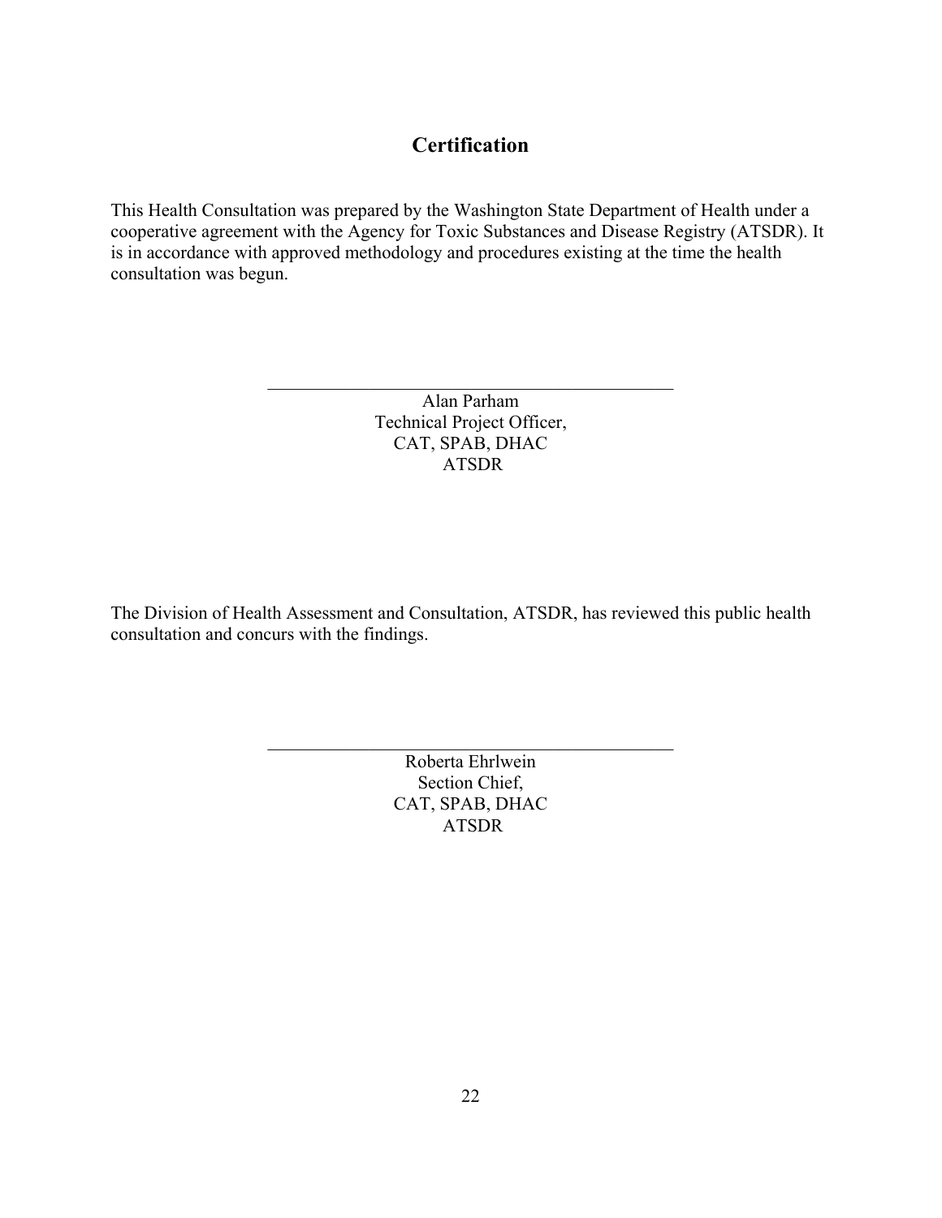## Certification

This Health Consultation was prepared by the Washington State Department of Health under a cooperative agreement with the Agency for Toxic Substances and Disease Registry (ATSDR). It is in accordance with approved methodology and procedures existing at the time the health consultation was begun.

\_\_\_\_\_\_\_\_\_\_\_\_\_\_\_\_\_\_\_\_\_\_\_\_\_\_\_\_\_\_\_\_\_\_\_\_\_\_\_\_\_\_\_\_\_\_\_\_

Alan Parham  
Technical Project Officer,  
CAT, SPAB, DHAC  
ATSDR

The Division of Health Assessment and Consultation, ATSDR, has reviewed this public health consultation and concurs with the findings.

\_\_\_\_\_\_\_\_\_\_\_\_\_\_\_\_\_\_\_\_\_\_\_\_\_\_\_\_\_\_\_\_\_\_\_\_\_\_\_\_\_\_\_\_\_\_\_\_

Roberta Ehrlwein  
Section Chief,  
CAT, SPAB, DHAC  
ATSDR